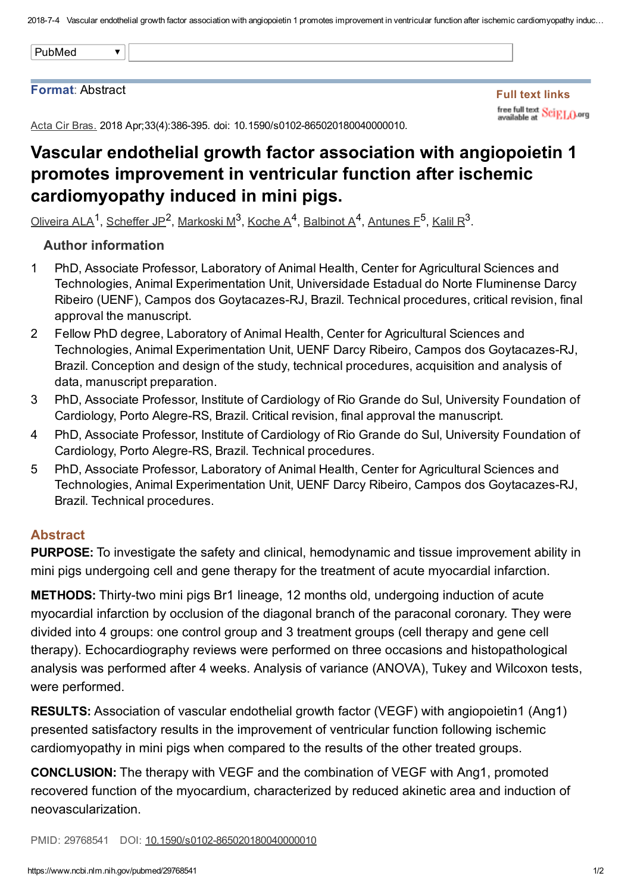PubMed

**Format**: Abstract

**Full text links**

free full text available at SciELO.org

Acta Cir Bras. 2018 Apr;33(4):386-395. doi: 10.1590/s0102-865020180040000010.

# Vascular endothelial growth factor association with angiopoietin 1 promotes improvement in ventricular function after ischemic cardiomyopathy induced in mini pigs.

Oliveira ALA[1], Scheffer JP[2], Markoski M[3], Koche A[4], Balbinot A[4], Antunes F[5], Kalil R[3].

### Author information

1. PhD, Associate Professor, Laboratory of Animal Health, Center for Agricultural Sciences and Technologies, Animal Experimentation Unit, Universidade Estadual do Norte Fluminense Darcy Ribeiro (UENF), Campos dos Goytacazes-RJ, Brazil. Technical procedures, critical revision, final approval the manuscript.
2. Fellow PhD degree, Laboratory of Animal Health, Center for Agricultural Sciences and Technologies, Animal Experimentation Unit, UENF Darcy Ribeiro, Campos dos Goytacazes-RJ, Brazil. Conception and design of the study, technical procedures, acquisition and analysis of data, manuscript preparation.
3. PhD, Associate Professor, Institute of Cardiology of Rio Grande do Sul, University Foundation of Cardiology, Porto Alegre-RS, Brazil. Critical revision, final approval the manuscript.
4. PhD, Associate Professor, Institute of Cardiology of Rio Grande do Sul, University Foundation of Cardiology, Porto Alegre-RS, Brazil. Technical procedures.
5. PhD, Associate Professor, Laboratory of Animal Health, Center for Agricultural Sciences and Technologies, Animal Experimentation Unit, UENF Darcy Ribeiro, Campos dos Goytacazes-RJ, Brazil. Technical procedures.

## Abstract

**PURPOSE:** To investigate the safety and clinical, hemodynamic and tissue improvement ability in mini pigs undergoing cell and gene therapy for the treatment of acute myocardial infarction.

**METHODS:** Thirty-two mini pigs Br1 lineage, 12 months old, undergoing induction of acute myocardial infarction by occlusion of the diagonal branch of the paraconal coronary. They were divided into 4 groups: one control group and 3 treatment groups (cell therapy and gene cell therapy). Echocardiography reviews were performed on three occasions and histopathological analysis was performed after 4 weeks. Analysis of variance (ANOVA), Tukey and Wilcoxon tests, were performed.

**RESULTS:** Association of vascular endothelial growth factor (VEGF) with angiopoietin1 (Ang1) presented satisfactory results in the improvement of ventricular function following ischemic cardiomyopathy in mini pigs when compared to the results of the other treated groups.

**CONCLUSION:** The therapy with VEGF and the combination of VEGF with Ang1, promoted recovered function of the myocardium, characterized by reduced akinetic area and induction of neovascularization.

PMID: 29768541 DOI: 10.1590/s0102-865020180040000010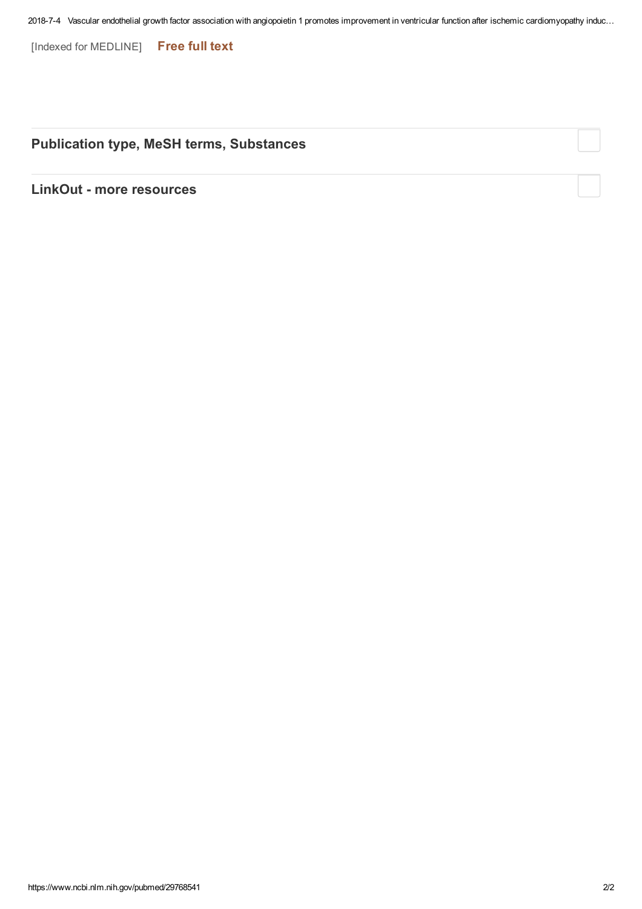[Indexed for MEDLINE] **Free full text**

## Publication type, MeSH terms, Substances

## LinkOut - more resources